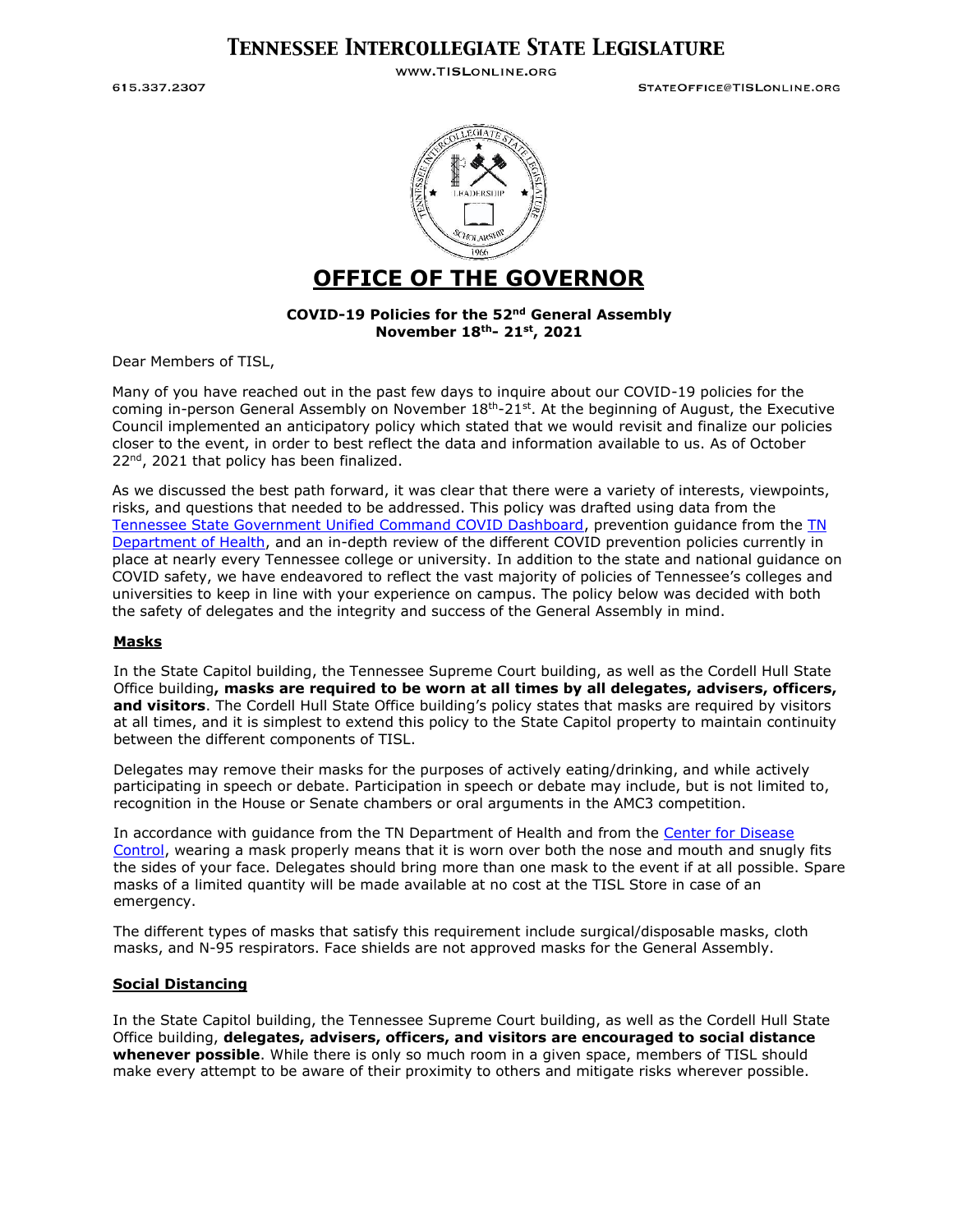# TENNESSEE INTERCOLLEGIATE STATE LEGISLATURE

WWW.TISLONLINE.ORG

615.337.2307

STATEOFFICE@TISLONLINE.ORG

## OFFICE OF THE GOVERNOR

**COVID-19 Policies for the 52nd General Assembly**
**November 18th- 21st, 2021**

Dear Members of TISL,

Many of you have reached out in the past few days to inquire about our COVID-19 policies for the coming in-person General Assembly on November 18th-21st. At the beginning of August, the Executive Council implemented an anticipatory policy which stated that we would revisit and finalize our policies closer to the event, in order to best reflect the data and information available to us. As of October 22nd, 2021 that policy has been finalized.

As we discussed the best path forward, it was clear that there were a variety of interests, viewpoints, risks, and questions that needed to be addressed. This policy was drafted using data from the Tennessee State Government Unified Command COVID Dashboard, prevention guidance from the TN Department of Health, and an in-depth review of the different COVID prevention policies currently in place at nearly every Tennessee college or university. In addition to the state and national guidance on COVID safety, we have endeavored to reflect the vast majority of policies of Tennessee's colleges and universities to keep in line with your experience on campus. The policy below was decided with both the safety of delegates and the integrity and success of the General Assembly in mind.

### Masks

In the State Capitol building, the Tennessee Supreme Court building, as well as the Cordell Hull State Office building**, masks are required to be worn at all times by all delegates, advisers, officers, and visitors**. The Cordell Hull State Office building's policy states that masks are required by visitors at all times, and it is simplest to extend this policy to the State Capitol property to maintain continuity between the different components of TISL.

Delegates may remove their masks for the purposes of actively eating/drinking, and while actively participating in speech or debate. Participation in speech or debate may include, but is not limited to, recognition in the House or Senate chambers or oral arguments in the AMC3 competition.

In accordance with guidance from the TN Department of Health and from the Center for Disease Control, wearing a mask properly means that it is worn over both the nose and mouth and snugly fits the sides of your face. Delegates should bring more than one mask to the event if at all possible. Spare masks of a limited quantity will be made available at no cost at the TISL Store in case of an emergency.

The different types of masks that satisfy this requirement include surgical/disposable masks, cloth masks, and N-95 respirators. Face shields are not approved masks for the General Assembly.

### Social Distancing

In the State Capitol building, the Tennessee Supreme Court building, as well as the Cordell Hull State Office building, **delegates, advisers, officers, and visitors are encouraged to social distance whenever possible**. While there is only so much room in a given space, members of TISL should make every attempt to be aware of their proximity to others and mitigate risks wherever possible.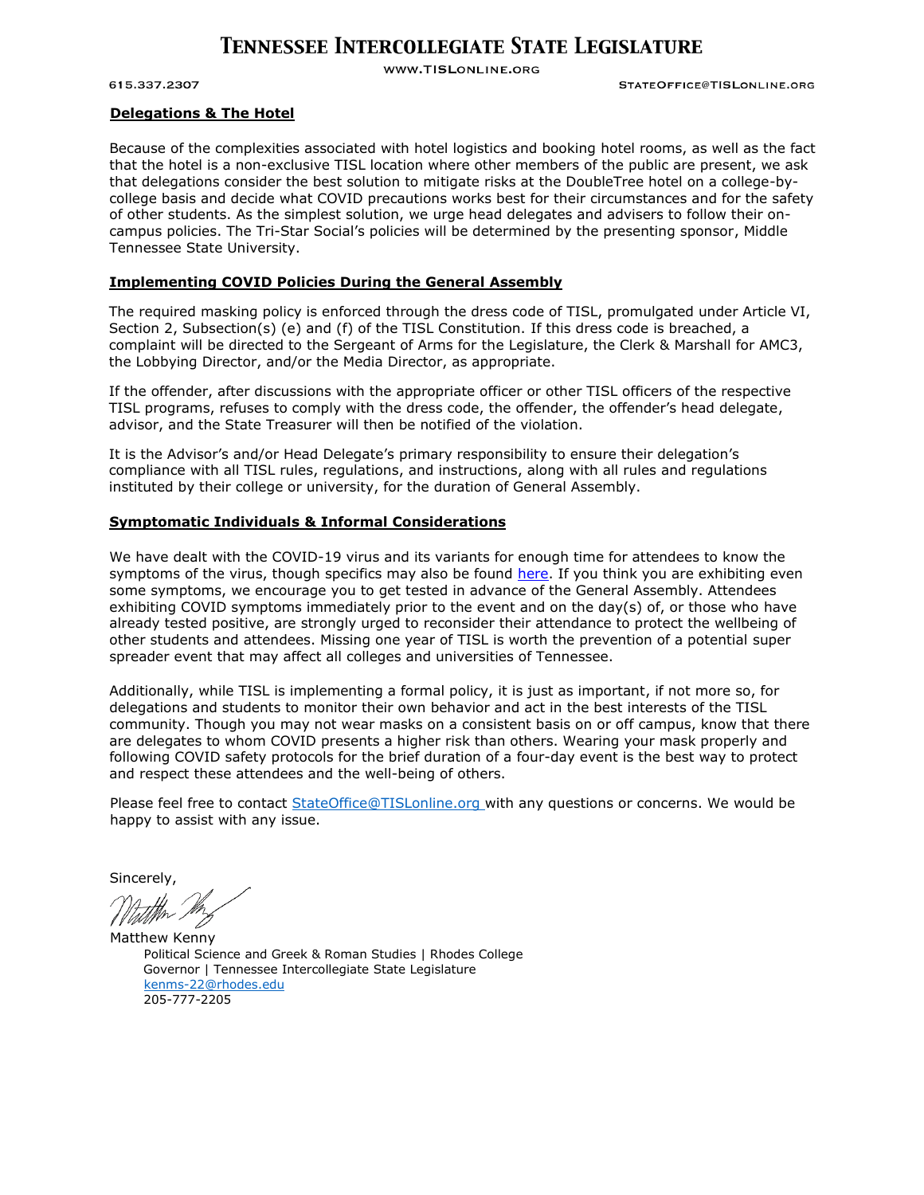**Delegations & The Hotel**

Because of the complexities associated with hotel logistics and booking hotel rooms, as well as the fact that the hotel is a non-exclusive TISL location where other members of the public are present, we ask that delegations consider the best solution to mitigate risks at the DoubleTree hotel on a college-by-college basis and decide what COVID precautions works best for their circumstances and for the safety of other students. As the simplest solution, we urge head delegates and advisers to follow their on-campus policies. The Tri-Star Social's policies will be determined by the presenting sponsor, Middle Tennessee State University.

**Implementing COVID Policies During the General Assembly**

The required masking policy is enforced through the dress code of TISL, promulgated under Article VI, Section 2, Subsection(s) (e) and (f) of the TISL Constitution. If this dress code is breached, a complaint will be directed to the Sergeant of Arms for the Legislature, the Clerk & Marshall for AMC3, the Lobbying Director, and/or the Media Director, as appropriate.

If the offender, after discussions with the appropriate officer or other TISL officers of the respective TISL programs, refuses to comply with the dress code, the offender, the offender's head delegate, advisor, and the State Treasurer will then be notified of the violation.

It is the Advisor's and/or Head Delegate's primary responsibility to ensure their delegation's compliance with all TISL rules, regulations, and instructions, along with all rules and regulations instituted by their college or university, for the duration of General Assembly.

**Symptomatic Individuals & Informal Considerations**

We have dealt with the COVID-19 virus and its variants for enough time for attendees to know the symptoms of the virus, though specifics may also be found here. If you think you are exhibiting even some symptoms, we encourage you to get tested in advance of the General Assembly. Attendees exhibiting COVID symptoms immediately prior to the event and on the day(s) of, or those who have already tested positive, are strongly urged to reconsider their attendance to protect the wellbeing of other students and attendees. Missing one year of TISL is worth the prevention of a potential super spreader event that may affect all colleges and universities of Tennessee.

Additionally, while TISL is implementing a formal policy, it is just as important, if not more so, for delegations and students to monitor their own behavior and act in the best interests of the TISL community. Though you may not wear masks on a consistent basis on or off campus, know that there are delegates to whom COVID presents a higher risk than others. Wearing your mask properly and following COVID safety protocols for the brief duration of a four-day event is the best way to protect and respect these attendees and the well-being of others.

Please feel free to contact StateOffice@TISLonline.org with any questions or concerns. We would be happy to assist with any issue.

Sincerely,

Matthew Kenny
Political Science and Greek & Roman Studies | Rhodes College
Governor | Tennessee Intercollegiate State Legislature
kenms-22@rhodes.edu
205-777-2205